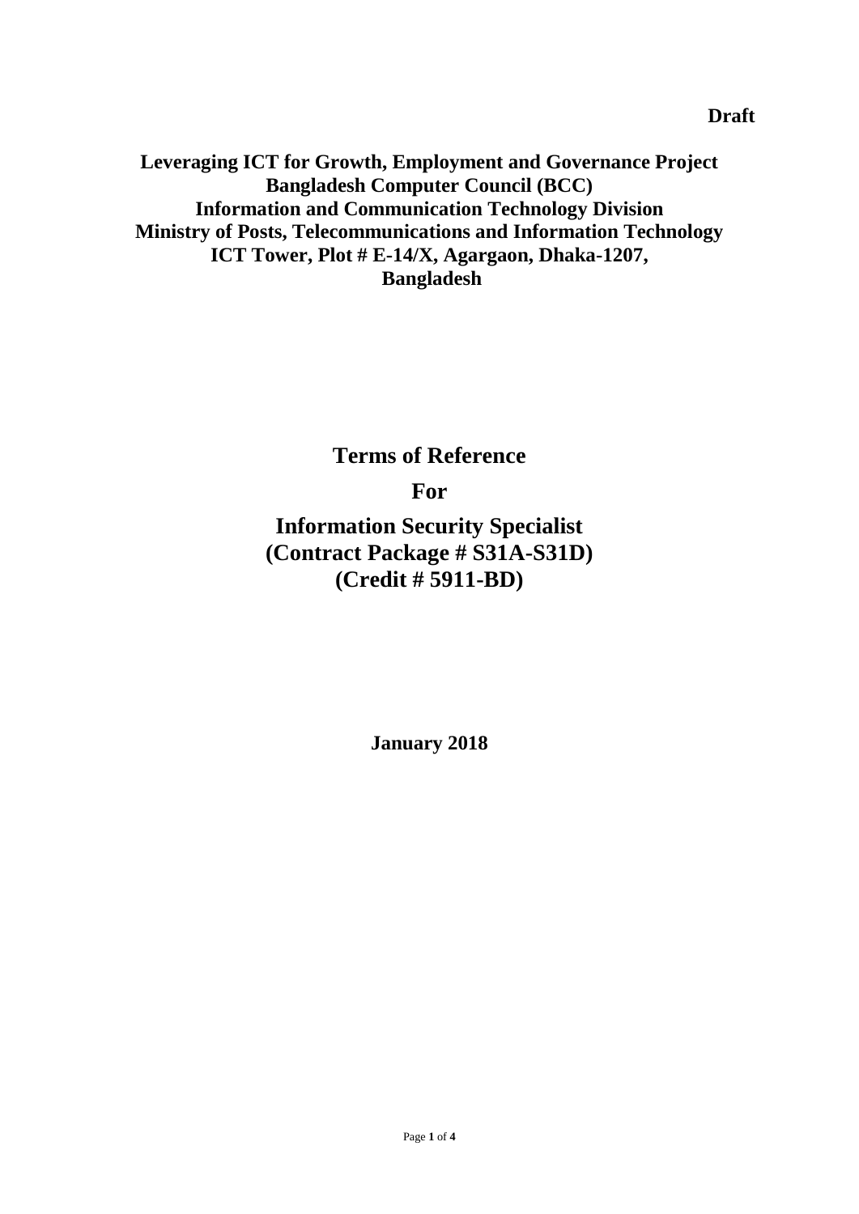**Draft**

**Leveraging ICT for Growth, Employment and Governance Project**
**Bangladesh Computer Council (BCC)**
**Information and Communication Technology Division**
**Ministry of Posts, Telecommunications and Information Technology**
**ICT Tower, Plot # E-14/X, Agargaon, Dhaka-1207,**
**Bangladesh**

# Terms of Reference

# For

# Information Security Specialist (Contract Package # S31A-S31D) (Credit # 5911-BD)

**January 2018**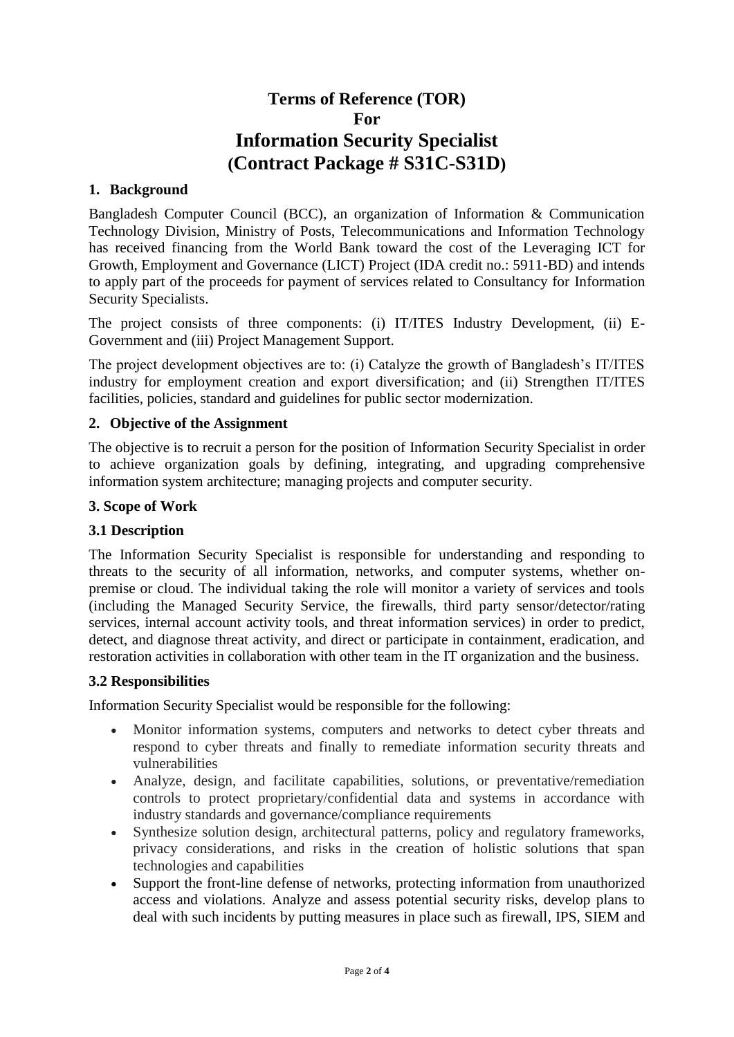# Terms of Reference (TOR)
# For
# Information Security Specialist
# (Contract Package # S31C-S31D)

## 1. Background

Bangladesh Computer Council (BCC), an organization of Information & Communication Technology Division, Ministry of Posts, Telecommunications and Information Technology has received financing from the World Bank toward the cost of the Leveraging ICT for Growth, Employment and Governance (LICT) Project (IDA credit no.: 5911-BD) and intends to apply part of the proceeds for payment of services related to Consultancy for Information Security Specialists.

The project consists of three components: (i) IT/ITES Industry Development, (ii) E-Government and (iii) Project Management Support.

The project development objectives are to: (i) Catalyze the growth of Bangladesh's IT/ITES industry for employment creation and export diversification; and (ii) Strengthen IT/ITES facilities, policies, standard and guidelines for public sector modernization.

## 2. Objective of the Assignment

The objective is to recruit a person for the position of Information Security Specialist in order to achieve organization goals by defining, integrating, and upgrading comprehensive information system architecture; managing projects and computer security.

## 3. Scope of Work

### 3.1 Description

The Information Security Specialist is responsible for understanding and responding to threats to the security of all information, networks, and computer systems, whether on-premise or cloud. The individual taking the role will monitor a variety of services and tools (including the Managed Security Service, the firewalls, third party sensor/detector/rating services, internal account activity tools, and threat information services) in order to predict, detect, and diagnose threat activity, and direct or participate in containment, eradication, and restoration activities in collaboration with other team in the IT organization and the business.

### 3.2 Responsibilities

Information Security Specialist would be responsible for the following:

- Monitor information systems, computers and networks to detect cyber threats and respond to cyber threats and finally to remediate information security threats and vulnerabilities
- Analyze, design, and facilitate capabilities, solutions, or preventative/remediation controls to protect proprietary/confidential data and systems in accordance with industry standards and governance/compliance requirements
- Synthesize solution design, architectural patterns, policy and regulatory frameworks, privacy considerations, and risks in the creation of holistic solutions that span technologies and capabilities
- Support the front-line defense of networks, protecting information from unauthorized access and violations. Analyze and assess potential security risks, develop plans to deal with such incidents by putting measures in place such as firewall, IPS, SIEM and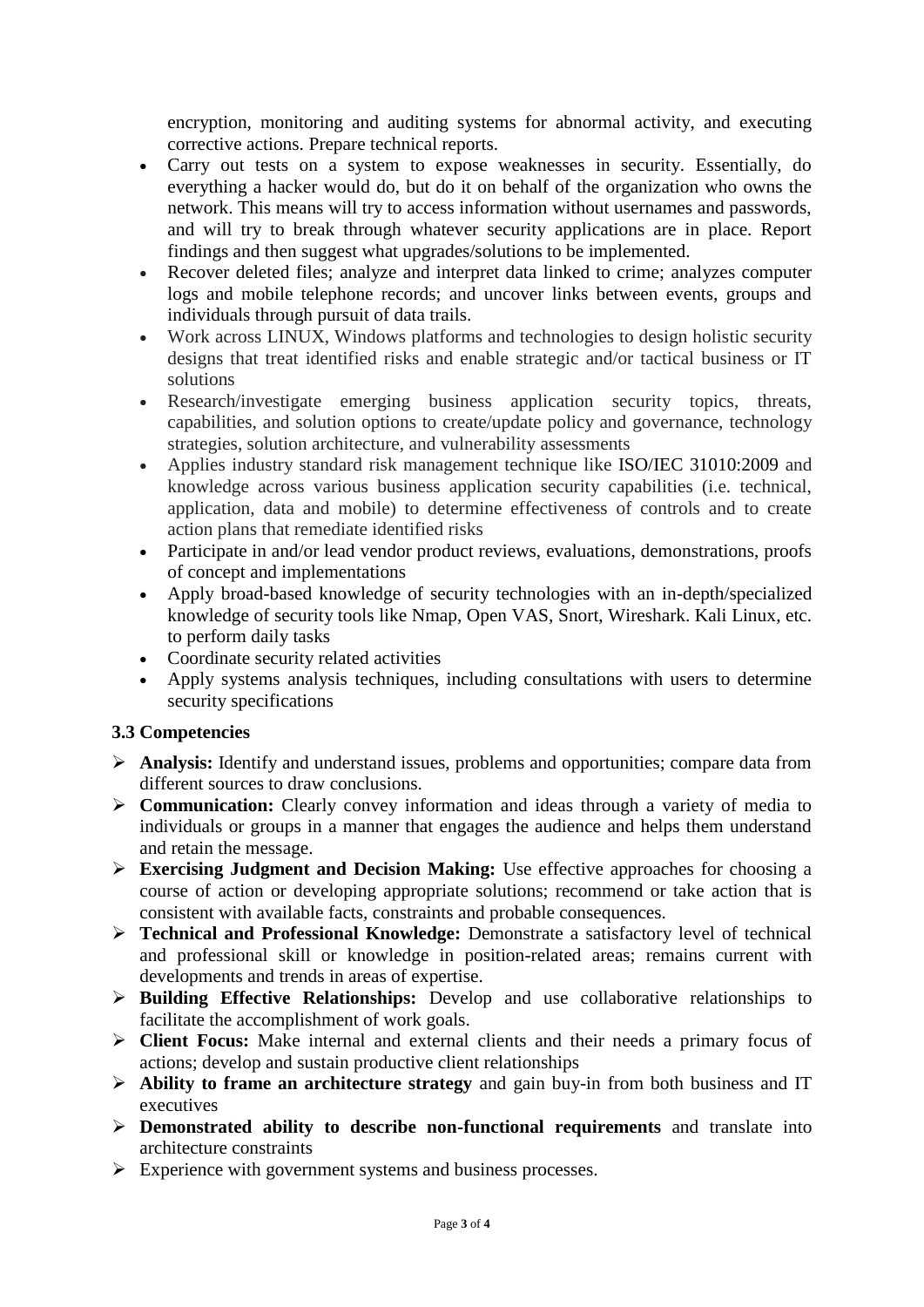encryption, monitoring and auditing systems for abnormal activity, and executing corrective actions. Prepare technical reports.

- Carry out tests on a system to expose weaknesses in security. Essentially, do everything a hacker would do, but do it on behalf of the organization who owns the network. This means will try to access information without usernames and passwords, and will try to break through whatever security applications are in place. Report findings and then suggest what upgrades/solutions to be implemented.
- Recover deleted files; analyze and interpret data linked to crime; analyzes computer logs and mobile telephone records; and uncover links between events, groups and individuals through pursuit of data trails.
- Work across LINUX, Windows platforms and technologies to design holistic security designs that treat identified risks and enable strategic and/or tactical business or IT solutions
- Research/investigate emerging business application security topics, threats, capabilities, and solution options to create/update policy and governance, technology strategies, solution architecture, and vulnerability assessments
- Applies industry standard risk management technique like ISO/IEC 31010:2009 and knowledge across various business application security capabilities (i.e. technical, application, data and mobile) to determine effectiveness of controls and to create action plans that remediate identified risks
- Participate in and/or lead vendor product reviews, evaluations, demonstrations, proofs of concept and implementations
- Apply broad-based knowledge of security technologies with an in-depth/specialized knowledge of security tools like Nmap, Open VAS, Snort, Wireshark. Kali Linux, etc. to perform daily tasks
- Coordinate security related activities
- Apply systems analysis techniques, including consultations with users to determine security specifications

### 3.3 Competencies

- **Analysis:** Identify and understand issues, problems and opportunities; compare data from different sources to draw conclusions.
- **Communication:** Clearly convey information and ideas through a variety of media to individuals or groups in a manner that engages the audience and helps them understand and retain the message.
- **Exercising Judgment and Decision Making:** Use effective approaches for choosing a course of action or developing appropriate solutions; recommend or take action that is consistent with available facts, constraints and probable consequences.
- **Technical and Professional Knowledge:** Demonstrate a satisfactory level of technical and professional skill or knowledge in position-related areas; remains current with developments and trends in areas of expertise.
- **Building Effective Relationships:** Develop and use collaborative relationships to facilitate the accomplishment of work goals.
- **Client Focus:** Make internal and external clients and their needs a primary focus of actions; develop and sustain productive client relationships
- **Ability to frame an architecture strategy** and gain buy-in from both business and IT executives
- **Demonstrated ability to describe non-functional requirements** and translate into architecture constraints
- Experience with government systems and business processes.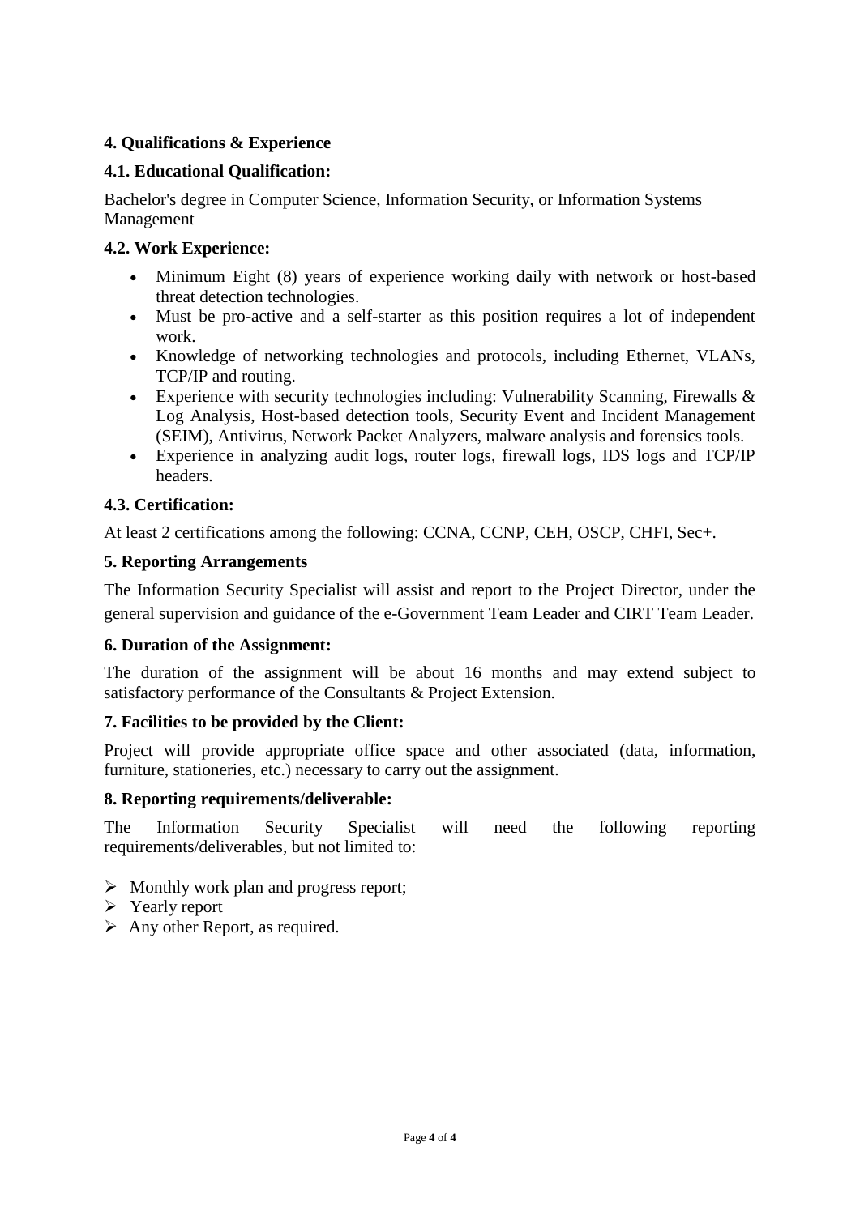## 4. Qualifications & Experience

### 4.1. Educational Qualification:

Bachelor's degree in Computer Science, Information Security, or Information Systems Management

### 4.2. Work Experience:

- Minimum Eight (8) years of experience working daily with network or host-based threat detection technologies.
- Must be pro-active and a self-starter as this position requires a lot of independent work.
- Knowledge of networking technologies and protocols, including Ethernet, VLANs, TCP/IP and routing.
- Experience with security technologies including: Vulnerability Scanning, Firewalls & Log Analysis, Host-based detection tools, Security Event and Incident Management (SEIM), Antivirus, Network Packet Analyzers, malware analysis and forensics tools.
- Experience in analyzing audit logs, router logs, firewall logs, IDS logs and TCP/IP headers.

### 4.3. Certification:

At least 2 certifications among the following: CCNA, CCNP, CEH, OSCP, CHFI, Sec+.

## 5. Reporting Arrangements

The Information Security Specialist will assist and report to the Project Director, under the general supervision and guidance of the e-Government Team Leader and CIRT Team Leader.

## 6. Duration of the Assignment:

The duration of the assignment will be about 16 months and may extend subject to satisfactory performance of the Consultants & Project Extension.

## 7. Facilities to be provided by the Client:

Project will provide appropriate office space and other associated (data, information, furniture, stationeries, etc.) necessary to carry out the assignment.

## 8. Reporting requirements/deliverable:

The Information Security Specialist will need the following reporting requirements/deliverables, but not limited to:

- Monthly work plan and progress report;
- Yearly report
- Any other Report, as required.